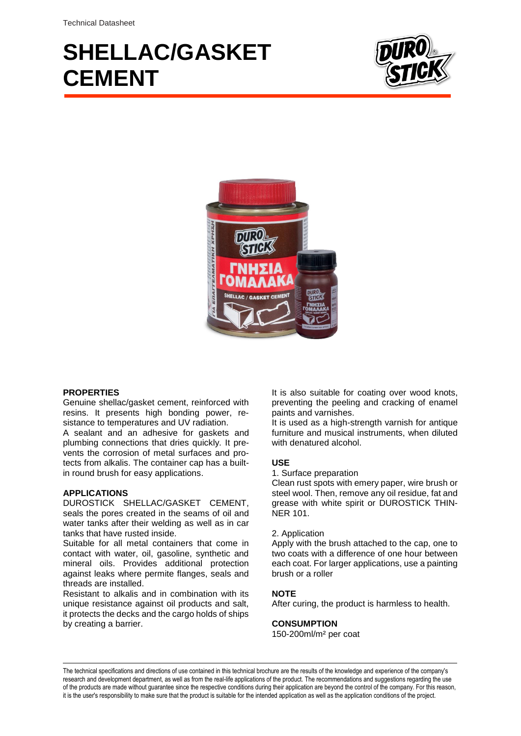Technical Datasheet

# SHELLAC/GASKET CEMENT

## PROPERTIES

Genuine shellac/gasket cement, reinforced with resins. It presents high bonding power, resistance to temperatures and UV radiation.

A sealant and an adhesive for gaskets and plumbing connections that dries quickly. It prevents the corrosion of metal surfaces and protects from alkalis. The container cap has a built-in round brush for easy applications.

## APPLICATIONS

DUROSTICK SHELLAC/GASKET CEMENT, seals the pores created in the seams of oil and water tanks after their welding as well as in car tanks that have rusted inside.

Suitable for all metal containers that come in contact with water, oil, gasoline, synthetic and mineral oils. Provides additional protection against leaks where permite flanges, seals and threads are installed.

Resistant to alkalis and in combination with its unique resistance against oil products and salt, it protects the decks and the cargo holds of ships by creating a barrier.

It is also suitable for coating over wood knots, preventing the peeling and cracking of enamel paints and varnishes.

It is used as a high-strength varnish for antique furniture and musical instruments, when diluted with denatured alcohol.

## USE

1. Surface preparation

Clean rust spots with emery paper, wire brush or steel wool. Then, remove any oil residue, fat and grease with white spirit or DUROSTICK THINNER 101.

2. Application

Apply with the brush attached to the cap, one to two coats with a difference of one hour between each coat. For larger applications, use a painting brush or a roller

## NOTE

After curing, the product is harmless to health.

## CONSUMPTION

150-200ml/m² per coat

The technical specifications and directions of use contained in this technical brochure are the results of the knowledge and experience of the company's research and development department, as well as from the real-life applications of the product. The recommendations and suggestions regarding the use of the products are made without guarantee since the respective conditions during their application are beyond the control of the company. For this reason, it is the user's responsibility to make sure that the product is suitable for the intended application as well as the application conditions of the project.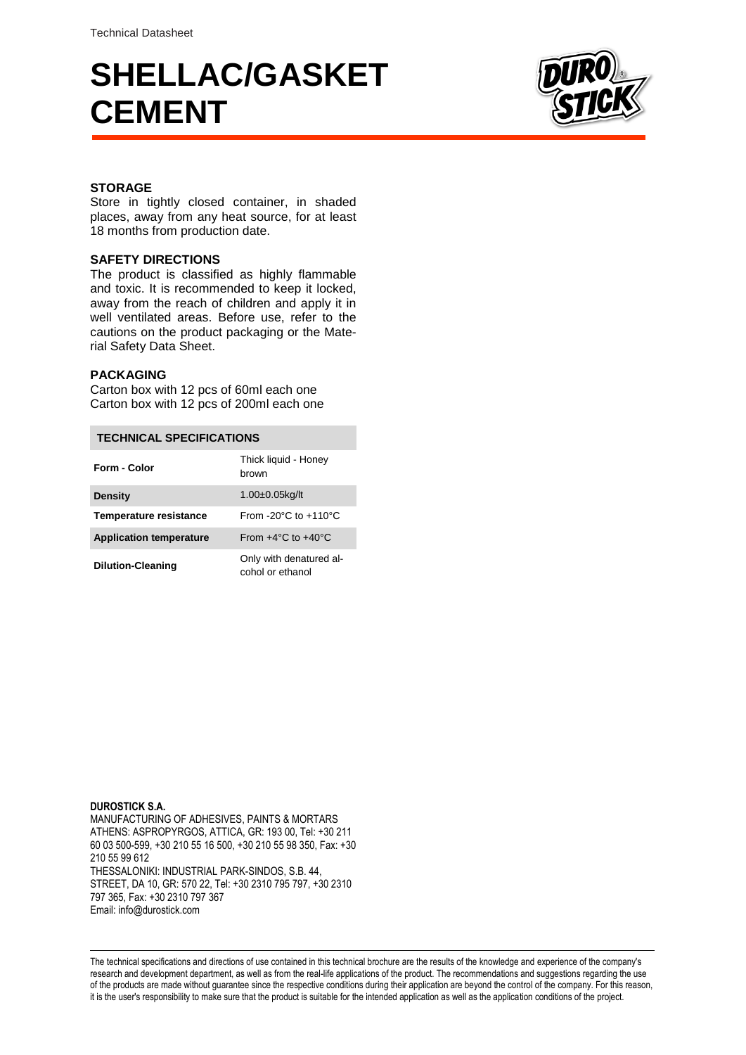# SHELLAC/GASKET CEMENT

### STORAGE

Store in tightly closed container, in shaded places, away from any heat source, for at least 18 months from production date.

### SAFETY DIRECTIONS

The product is classified as highly flammable and toxic. It is recommended to keep it locked, away from the reach of children and apply it in well ventilated areas. Before use, refer to the cautions on the product packaging or the Material Safety Data Sheet.

### PACKAGING

Carton box with 12 pcs of 60ml each one
Carton box with 12 pcs of 200ml each one

| TECHNICAL SPECIFICATIONS | |
|---|---|
| **Form - Color** | Thick liquid - Honey brown |
| **Density** | 1.00±0.05kg/lt |
| **Temperature resistance** | From -20°C to +110°C |
| **Application temperature** | From +4°C to +40°C |
| **Dilution-Cleaning** | Only with denatured alcohol or ethanol |

**DUROSTICK S.A.**
MANUFACTURING OF ADHESIVES, PAINTS & MORTARS
ATHENS: ASPROPYRGOS, ATTICA, GR: 193 00, Tel: +30 211 60 03 500-599, +30 210 55 16 500, +30 210 55 98 350, Fax: +30 210 55 99 612
THESSALONIKI: INDUSTRIAL PARK-SINDOS, S.B. 44, STREET, DA 10, GR: 570 22, Tel: +30 2310 795 797, +30 2310 797 365, Fax: +30 2310 797 367
Email: info@durostick.com

The technical specifications and directions of use contained in this technical brochure are the results of the knowledge and experience of the company's research and development department, as well as from the real-life applications of the product. The recommendations and suggestions regarding the use of the products are made without guarantee since the respective conditions during their application are beyond the control of the company. For this reason, it is the user's responsibility to make sure that the product is suitable for the intended application as well as the application conditions of the project.